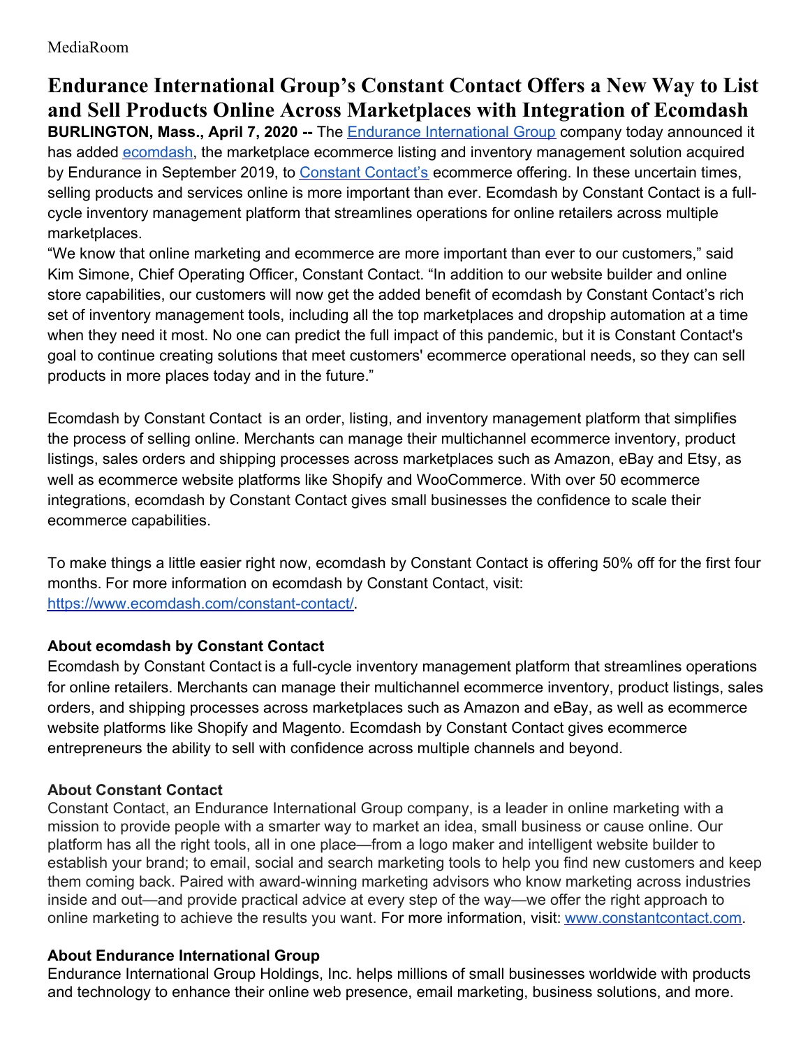MediaRoom

# Endurance International Group's Constant Contact Offers a New Way to List and Sell Products Online Across Marketplaces with Integration of Ecomdash

**BURLINGTON, Mass., April 7, 2020 --** The [Endurance International Group](https://www.endurance.com/) company today announced it has added [ecomdash](https://www.ecomdash.com/), the marketplace ecommerce listing and inventory management solution acquired by Endurance in September 2019, to [Constant Contact's](https://www.constantcontact.com/) ecommerce offering. In these uncertain times, selling products and services online is more important than ever. Ecomdash by Constant Contact is a full-cycle inventory management platform that streamlines operations for online retailers across multiple marketplaces.

"We know that online marketing and ecommerce are more important than ever to our customers," said Kim Simone, Chief Operating Officer, Constant Contact. "In addition to our website builder and online store capabilities, our customers will now get the added benefit of ecomdash by Constant Contact's rich set of inventory management tools, including all the top marketplaces and dropship automation at a time when they need it most. No one can predict the full impact of this pandemic, but it is Constant Contact's goal to continue creating solutions that meet customers' ecommerce operational needs, so they can sell products in more places today and in the future."

Ecomdash by Constant Contact is an order, listing, and inventory management platform that simplifies the process of selling online. Merchants can manage their multichannel ecommerce inventory, product listings, sales orders and shipping processes across marketplaces such as Amazon, eBay and Etsy, as well as ecommerce website platforms like Shopify and WooCommerce. With over 50 ecommerce integrations, ecomdash by Constant Contact gives small businesses the confidence to scale their ecommerce capabilities.

To make things a little easier right now, ecomdash by Constant Contact is offering 50% off for the first four months. For more information on ecomdash by Constant Contact, visit: [https://www.ecomdash.com/constant-contact/](https://www.ecomdash.com/constant-contact/).

### About ecomdash by Constant Contact

Ecomdash by Constant Contact is a full-cycle inventory management platform that streamlines operations for online retailers. Merchants can manage their multichannel ecommerce inventory, product listings, sales orders, and shipping processes across marketplaces such as Amazon and eBay, as well as ecommerce website platforms like Shopify and Magento. Ecomdash by Constant Contact gives ecommerce entrepreneurs the ability to sell with confidence across multiple channels and beyond.

### About Constant Contact

Constant Contact, an Endurance International Group company, is a leader in online marketing with a mission to provide people with a smarter way to market an idea, small business or cause online. Our platform has all the right tools, all in one place—from a logo maker and intelligent website builder to establish your brand; to email, social and search marketing tools to help you find new customers and keep them coming back. Paired with award-winning marketing advisors who know marketing across industries inside and out—and provide practical advice at every step of the way—we offer the right approach to online marketing to achieve the results you want. For more information, visit: [www.constantcontact.com](http://www.constantcontact.com).

### About Endurance International Group

Endurance International Group Holdings, Inc. helps millions of small businesses worldwide with products and technology to enhance their online web presence, email marketing, business solutions, and more.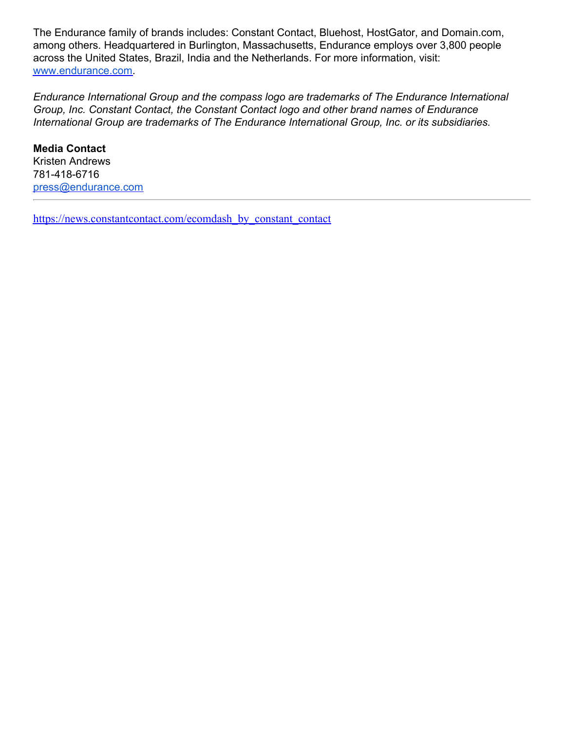The Endurance family of brands includes: Constant Contact, Bluehost, HostGator, and Domain.com, among others. Headquartered in Burlington, Massachusetts, Endurance employs over 3,800 people across the United States, Brazil, India and the Netherlands. For more information, visit: [www.endurance.com](http://www.endurance.com).

*Endurance International Group and the compass logo are trademarks of The Endurance International Group, Inc. Constant Contact, the Constant Contact logo and other brand names of Endurance International Group are trademarks of The Endurance International Group, Inc. or its subsidiaries.*

**Media Contact**
Kristen Andrews
781-418-6716
[press@endurance.com](mailto:press@endurance.com)

---

https://news.constantcontact.com/ecomdash_by_constant_contact